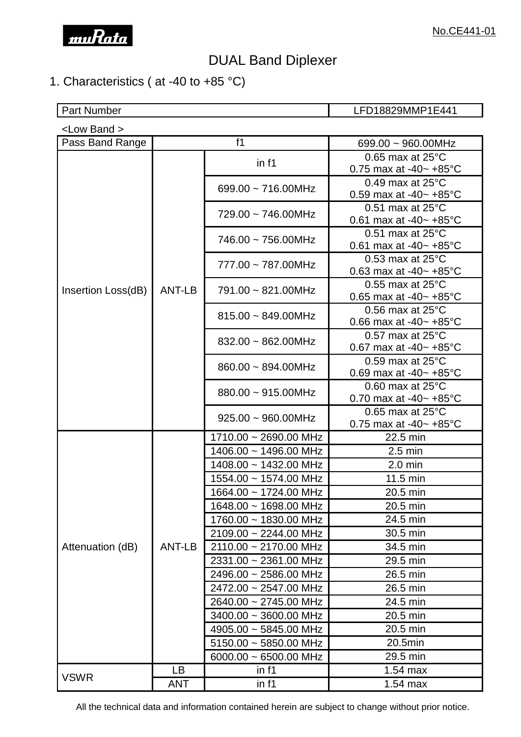No.CE441-01

# DUAL Band Diplexer

## 1. Characteristics ( at -40 to +85 °C)

| Part Number | | | LFD18829MMP1E441 |
|---|---|---|---|

<Low Band >

| Pass Band Range | f1 | | 699.00 ~ 960.00MHz |
|---|---|---|---|
| Insertion Loss(dB) | ANT-LB | in f1 | 0.65 max at 25°C<br>0.75 max at -40~ +85°C |
| | | 699.00 ~ 716.00MHz | 0.49 max at 25°C<br>0.59 max at -40~ +85°C |
| | | 729.00 ~ 746.00MHz | 0.51 max at 25°C<br>0.61 max at -40~ +85°C |
| | | 746.00 ~ 756.00MHz | 0.51 max at 25°C<br>0.61 max at -40~ +85°C |
| | | 777.00 ~ 787.00MHz | 0.53 max at 25°C<br>0.63 max at -40~ +85°C |
| | | 791.00 ~ 821.00MHz | 0.55 max at 25°C<br>0.65 max at -40~ +85°C |
| | | 815.00 ~ 849.00MHz | 0.56 max at 25°C<br>0.66 max at -40~ +85°C |
| | | 832.00 ~ 862.00MHz | 0.57 max at 25°C<br>0.67 max at -40~ +85°C |
| | | 860.00 ~ 894.00MHz | 0.59 max at 25°C<br>0.69 max at -40~ +85°C |
| | | 880.00 ~ 915.00MHz | 0.60 max at 25°C<br>0.70 max at -40~ +85°C |
| | | 925.00 ~ 960.00MHz | 0.65 max at 25°C<br>0.75 max at -40~ +85°C |
| Attenuation (dB) | ANT-LB | 1710.00 ~ 2690.00 MHz | 22.5 min |
| | | 1406.00 ~ 1496.00 MHz | 2.5 min |
| | | 1408.00 ~ 1432.00 MHz | 2.0 min |
| | | 1554.00 ~ 1574.00 MHz | 11.5 min |
| | | 1664.00 ~ 1724.00 MHz | 20.5 min |
| | | 1648.00 ~ 1698.00 MHz | 20.5 min |
| | | 1760.00 ~ 1830.00 MHz | 24.5 min |
| | | 2109.00 ~ 2244.00 MHz | 30.5 min |
| | | 2110.00 ~ 2170.00 MHz | 34.5 min |
| | | 2331.00 ~ 2361.00 MHz | 29.5 min |
| | | 2496.00 ~ 2586.00 MHz | 26.5 min |
| | | 2472.00 ~ 2547.00 MHz | 26.5 min |
| | | 2640.00 ~ 2745.00 MHz | 24.5 min |
| | | 3400.00 ~ 3600.00 MHz | 20.5 min |
| | | 4905.00 ~ 5845.00 MHz | 20.5 min |
| | | 5150.00 ~ 5850.00 MHz | 20.5min |
| | | 6000.00 ~ 6500.00 MHz | 29.5 min |
| VSWR | LB | in f1 | 1.54 max |
| | ANT | in f1 | 1.54 max |

All the technical data and information contained herein are subject to change without prior notice.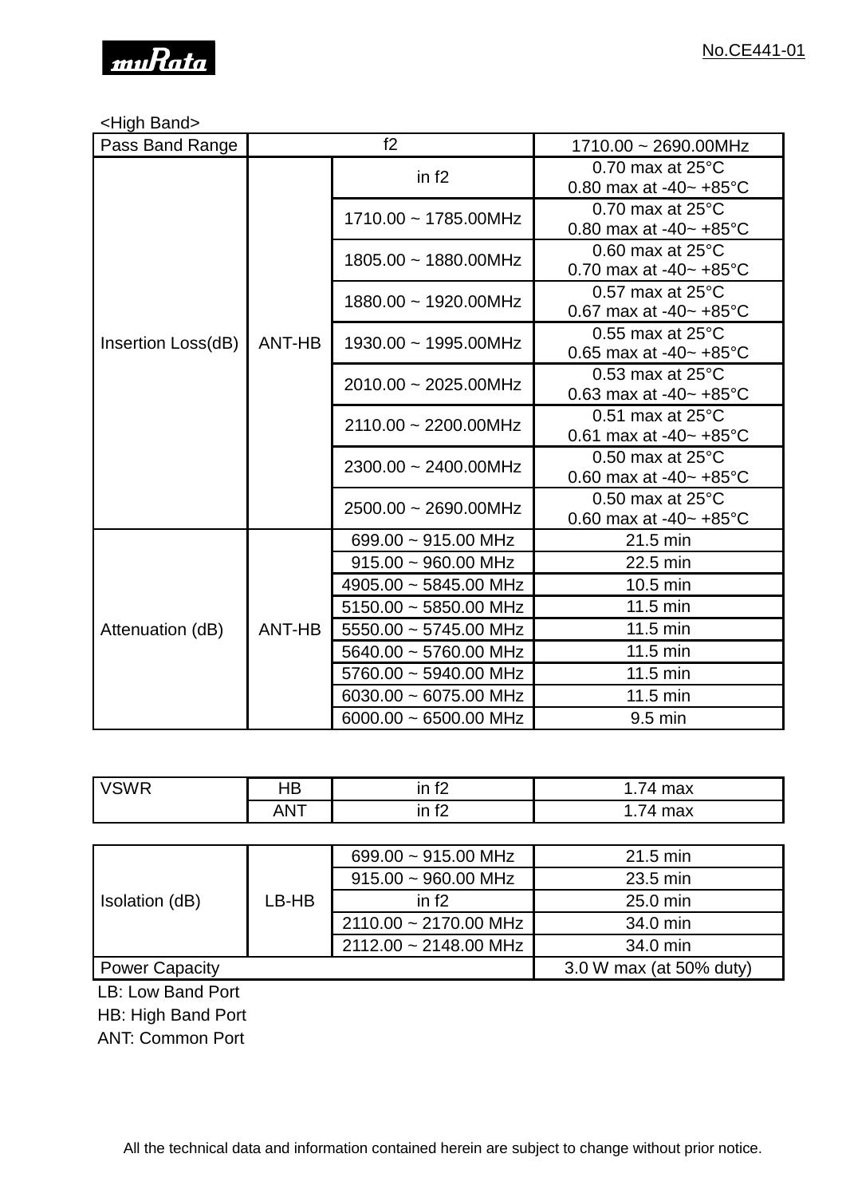<High Band>

| Pass Band Range | f2 | | 1710.00 ~ 2690.00MHz |
|---|---|---|---|
| Insertion Loss(dB) | ANT-HB | in f2 | 0.70 max at 25°C<br>0.80 max at -40~ +85°C |
| | | 1710.00 ~ 1785.00MHz | 0.70 max at 25°C<br>0.80 max at -40~ +85°C |
| | | 1805.00 ~ 1880.00MHz | 0.60 max at 25°C<br>0.70 max at -40~ +85°C |
| | | 1880.00 ~ 1920.00MHz | 0.57 max at 25°C<br>0.67 max at -40~ +85°C |
| | | 1930.00 ~ 1995.00MHz | 0.55 max at 25°C<br>0.65 max at -40~ +85°C |
| | | 2010.00 ~ 2025.00MHz | 0.53 max at 25°C<br>0.63 max at -40~ +85°C |
| | | 2110.00 ~ 2200.00MHz | 0.51 max at 25°C<br>0.61 max at -40~ +85°C |
| | | 2300.00 ~ 2400.00MHz | 0.50 max at 25°C<br>0.60 max at -40~ +85°C |
| | | 2500.00 ~ 2690.00MHz | 0.50 max at 25°C<br>0.60 max at -40~ +85°C |
| Attenuation (dB) | ANT-HB | 699.00 ~ 915.00 MHz | 21.5 min |
| | | 915.00 ~ 960.00 MHz | 22.5 min |
| | | 4905.00 ~ 5845.00 MHz | 10.5 min |
| | | 5150.00 ~ 5850.00 MHz | 11.5 min |
| | | 5550.00 ~ 5745.00 MHz | 11.5 min |
| | | 5640.00 ~ 5760.00 MHz | 11.5 min |
| | | 5760.00 ~ 5940.00 MHz | 11.5 min |
| | | 6030.00 ~ 6075.00 MHz | 11.5 min |
| | | 6000.00 ~ 6500.00 MHz | 9.5 min |

| VSWR | HB | in f2 | 1.74 max |
|---|---|---|---|
| | ANT | in f2 | 1.74 max |

| Isolation (dB) | LB-HB | 699.00 ~ 915.00 MHz | 21.5 min |
|---|---|---|---|
| | | 915.00 ~ 960.00 MHz | 23.5 min |
| | | in f2 | 25.0 min |
| | | 2110.00 ~ 2170.00 MHz | 34.0 min |
| | | 2112.00 ~ 2148.00 MHz | 34.0 min |
| Power Capacity | | | 3.0 W max (at 50% duty) |

LB: Low Band Port

HB: High Band Port

ANT: Common Port

All the technical data and information contained herein are subject to change without prior notice.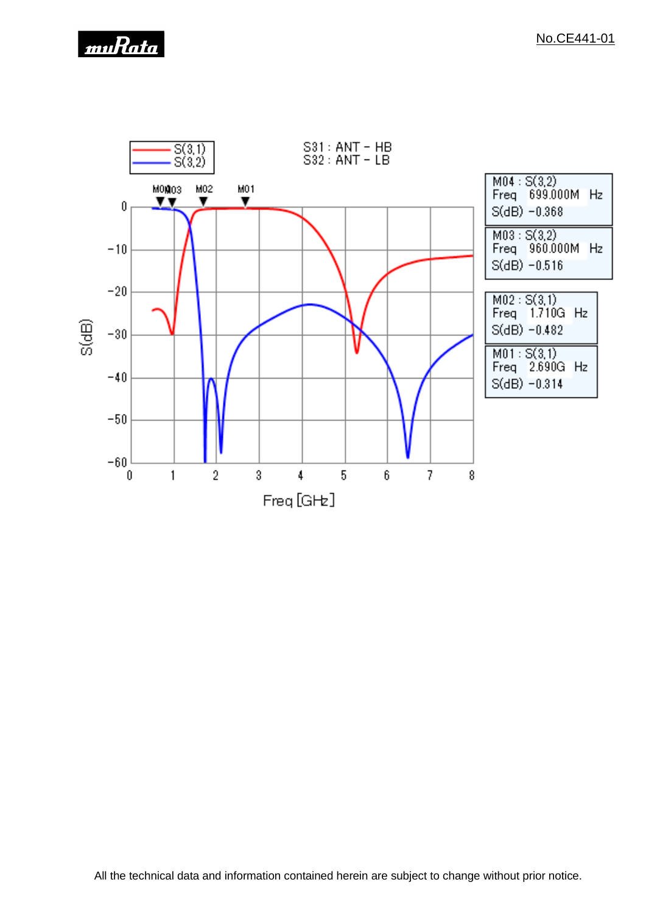S31 : ANT - HB
S32 : ANT - LB

Legend: S(3,1), S(3,2)

| Marker | Trace | Freq | S(dB) |
|---|---|---|---|
| M04 | S(3,2) | 699.000M Hz | -0.368 |
| M03 | S(3,2) | 960.000M Hz | -0.516 |
| M02 | S(3,1) | 1.710G Hz | -0.482 |
| M01 | S(3,1) | 2.690G Hz | -0.314 |

S(dB) vs. Freq [GHz] (0 to 8 GHz, 0 to -60 dB)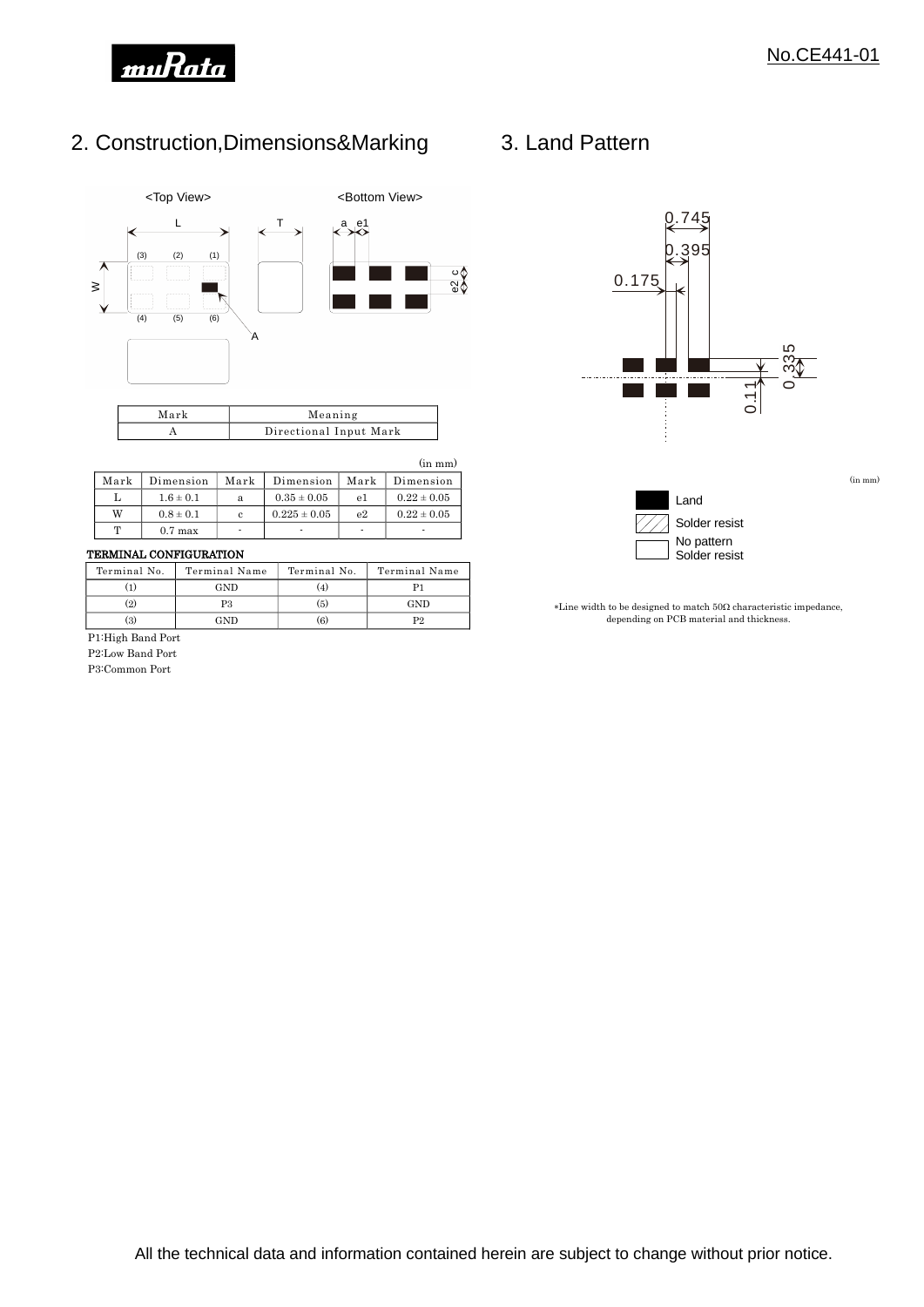## 2. Construction,Dimensions&Marking

<Top View>　　<Bottom View>

| Mark | Meaning |
|---|---|
| A | Directional Input Mark |

(in mm)

| Mark | Dimension | Mark | Dimension | Mark | Dimension |
|---|---|---|---|---|---|
| L | 1.6 ± 0.1 | a | 0.35 ± 0.05 | e1 | 0.22 ± 0.05 |
| W | 0.8 ± 0.1 | c | 0.225 ± 0.05 | e2 | 0.22 ± 0.05 |
| T | 0.7 max | - | - | - | - |

**TERMINAL CONFIGURATION**

| Terminal No. | Terminal Name | Terminal No. | Terminal Name |
|---|---|---|---|
| (1) | GND | (4) | P1 |
| (2) | P3 | (5) | GND |
| (3) | GND | (6) | P2 |

P1:High Band Port
P2:Low Band Port
P3:Common Port

## 3. Land Pattern

0.745
0.395
0.175
0.335
0.11

(in mm)

Land
Solder resist
No pattern Solder resist

*Line width to be designed to match 50Ω characteristic impedance, depending on PCB material and thickness.

All the technical data and information contained herein are subject to change without prior notice.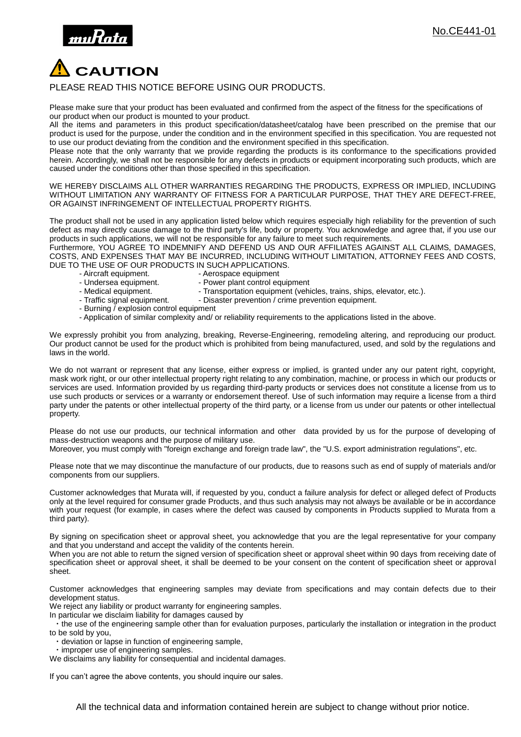muRata

No.CE441-01

# ⚠ CAUTION

PLEASE READ THIS NOTICE BEFORE USING OUR PRODUCTS.

Please make sure that your product has been evaluated and confirmed from the aspect of the fitness for the specifications of our product when our product is mounted to your product.
All the items and parameters in this product specification/datasheet/catalog have been prescribed on the premise that our product is used for the purpose, under the condition and in the environment specified in this specification. You are requested not to use our product deviating from the condition and the environment specified in this specification.
Please note that the only warranty that we provide regarding the products is its conformance to the specifications provided herein. Accordingly, we shall not be responsible for any defects in products or equipment incorporating such products, which are caused under the conditions other than those specified in this specification.

WE HEREBY DISCLAIMS ALL OTHER WARRANTIES REGARDING THE PRODUCTS, EXPRESS OR IMPLIED, INCLUDING WITHOUT LIMITATION ANY WARRANTY OF FITNESS FOR A PARTICULAR PURPOSE, THAT THEY ARE DEFECT-FREE, OR AGAINST INFRINGEMENT OF INTELLECTUAL PROPERTY RIGHTS.

The product shall not be used in any application listed below which requires especially high reliability for the prevention of such defect as may directly cause damage to the third party's life, body or property. You acknowledge and agree that, if you use our products in such applications, we will not be responsible for any failure to meet such requirements.
Furthermore, YOU AGREE TO INDEMNIFY AND DEFEND US AND OUR AFFILIATES AGAINST ALL CLAIMS, DAMAGES, COSTS, AND EXPENSES THAT MAY BE INCURRED, INCLUDING WITHOUT LIMITATION, ATTORNEY FEES AND COSTS, DUE TO THE USE OF OUR PRODUCTS IN SUCH APPLICATIONS.

- Aircraft equipment.
- Aerospace equipment
- Undersea equipment.
- Power plant control equipment
- Medical equipment.
- Transportation equipment (vehicles, trains, ships, elevator, etc.).
- Traffic signal equipment.
- Disaster prevention / crime prevention equipment.
- Burning / explosion control equipment
- Application of similar complexity and/ or reliability requirements to the applications listed in the above.

We expressly prohibit you from analyzing, breaking, Reverse-Engineering, remodeling altering, and reproducing our product. Our product cannot be used for the product which is prohibited from being manufactured, used, and sold by the regulations and laws in the world.

We do not warrant or represent that any license, either express or implied, is granted under any our patent right, copyright, mask work right, or our other intellectual property right relating to any combination, machine, or process in which our products or services are used. Information provided by us regarding third-party products or services does not constitute a license from us to use such products or services or a warranty or endorsement thereof. Use of such information may require a license from a third party under the patents or other intellectual property of the third party, or a license from us under our patents or other intellectual property.

Please do not use our products, our technical information and other data provided by us for the purpose of developing of mass-destruction weapons and the purpose of military use.
Moreover, you must comply with "foreign exchange and foreign trade law", the "U.S. export administration regulations", etc.

Please note that we may discontinue the manufacture of our products, due to reasons such as end of supply of materials and/or components from our suppliers.

Customer acknowledges that Murata will, if requested by you, conduct a failure analysis for defect or alleged defect of Products only at the level required for consumer grade Products, and thus such analysis may not always be available or be in accordance with your request (for example, in cases where the defect was caused by components in Products supplied to Murata from a third party).

By signing on specification sheet or approval sheet, you acknowledge that you are the legal representative for your company and that you understand and accept the validity of the contents herein.
When you are not able to return the signed version of specification sheet or approval sheet within 90 days from receiving date of specification sheet or approval sheet, it shall be deemed to be your consent on the content of specification sheet or approval sheet.

Customer acknowledges that engineering samples may deviate from specifications and may contain defects due to their development status.
We reject any liability or product warranty for engineering samples.
In particular we disclaim liability for damages caused by

・the use of the engineering sample other than for evaluation purposes, particularly the installation or integration in the product to be sold by you,
・deviation or lapse in function of engineering sample,
・improper use of engineering samples.

We disclaims any liability for consequential and incidental damages.

If you can't agree the above contents, you should inquire our sales.

All the technical data and information contained herein are subject to change without prior notice.